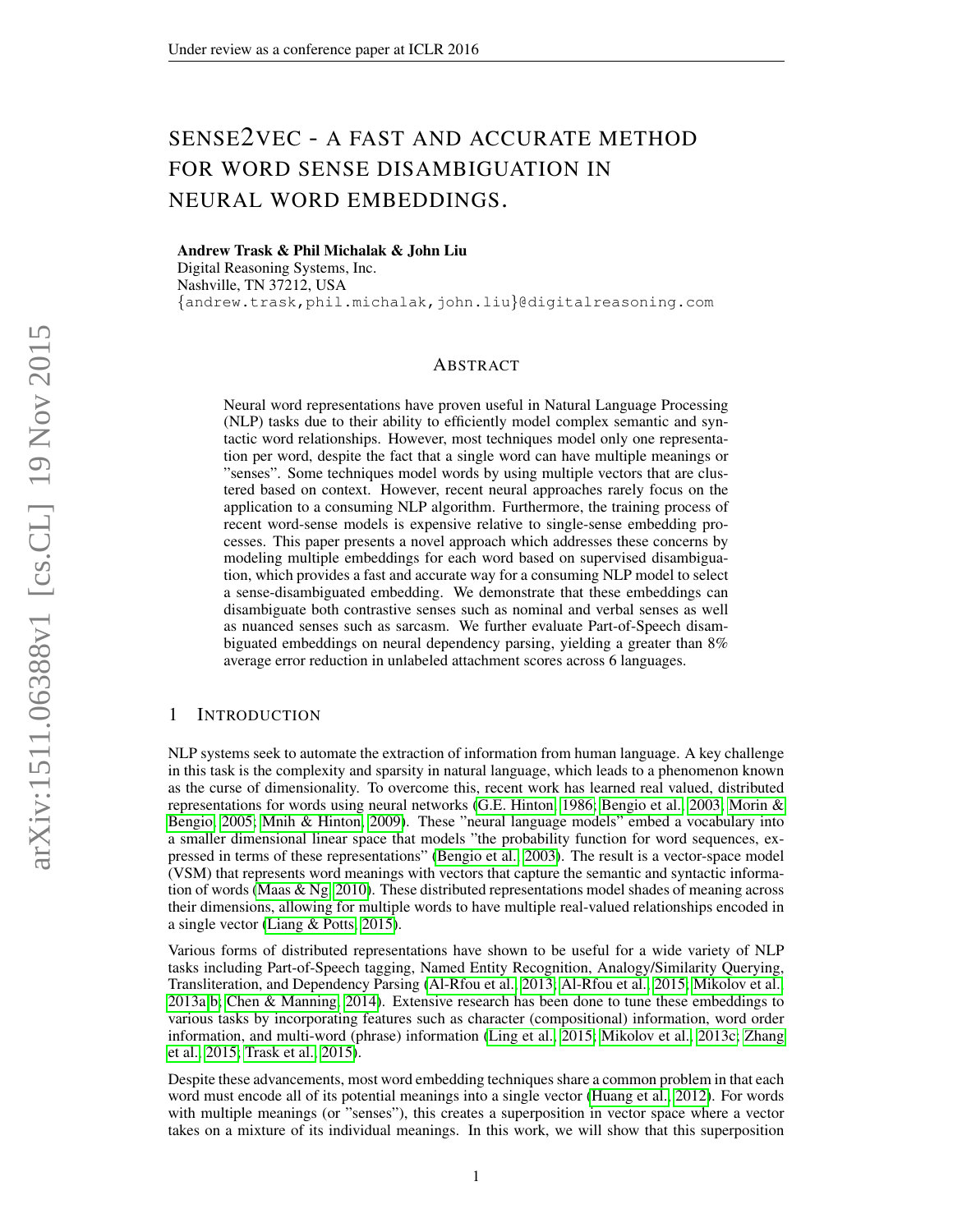# SENSE2VEC - A FAST AND ACCURATE METHOD FOR WORD SENSE DISAMBIGUATION IN NEURAL WORD EMBEDDINGS.

**Andrew Trask & Phil Michalak & John Liu**
Digital Reasoning Systems, Inc.
Nashville, TN 37212, USA
{andrew.trask,phil.michalak,john.liu}@digitalreasoning.com

## ABSTRACT

Neural word representations have proven useful in Natural Language Processing (NLP) tasks due to their ability to efficiently model complex semantic and syntactic word relationships. However, most techniques model only one representation per word, despite the fact that a single word can have multiple meanings or "senses". Some techniques model words by using multiple vectors that are clustered based on context. However, recent neural approaches rarely focus on the application to a consuming NLP algorithm. Furthermore, the training process of recent word-sense models is expensive relative to single-sense embedding processes. This paper presents a novel approach which addresses these concerns by modeling multiple embeddings for each word based on supervised disambiguation, which provides a fast and accurate way for a consuming NLP model to select a sense-disambiguated embedding. We demonstrate that these embeddings can disambiguate both contrastive senses such as nominal and verbal senses as well as nuanced senses such as sarcasm. We further evaluate Part-of-Speech disambiguated embeddings on neural dependency parsing, yielding a greater than 8% average error reduction in unlabeled attachment scores across 6 languages.

## 1 INTRODUCTION

NLP systems seek to automate the extraction of information from human language. A key challenge in this task is the complexity and sparsity in natural language, which leads to a phenomenon known as the curse of dimensionality. To overcome this, recent work has learned real valued, distributed representations for words using neural networks (G.E. Hinton, 1986; Bengio et al., 2003; Morin & Bengio, 2005; Mnih & Hinton, 2009). These "neural language models" embed a vocabulary into a smaller dimensional linear space that models "the probability function for word sequences, expressed in terms of these representations" (Bengio et al., 2003). The result is a vector-space model (VSM) that represents word meanings with vectors that capture the semantic and syntactic information of words (Maas & Ng, 2010). These distributed representations model shades of meaning across their dimensions, allowing for multiple words to have multiple real-valued relationships encoded in a single vector (Liang & Potts, 2015).

Various forms of distributed representations have shown to be useful for a wide variety of NLP tasks including Part-of-Speech tagging, Named Entity Recognition, Analogy/Similarity Querying, Transliteration, and Dependency Parsing (Al-Rfou et al., 2013; Al-Rfou et al., 2015; Mikolov et al., 2013a;b; Chen & Manning, 2014). Extensive research has been done to tune these embeddings to various tasks by incorporating features such as character (compositional) information, word order information, and multi-word (phrase) information (Ling et al., 2015; Mikolov et al., 2013c; Zhang et al., 2015; Trask et al., 2015).

Despite these advancements, most word embedding techniques share a common problem in that each word must encode all of its potential meanings into a single vector (Huang et al., 2012). For words with multiple meanings (or "senses"), this creates a superposition in vector space where a vector takes on a mixture of its individual meanings. In this work, we will show that this superposition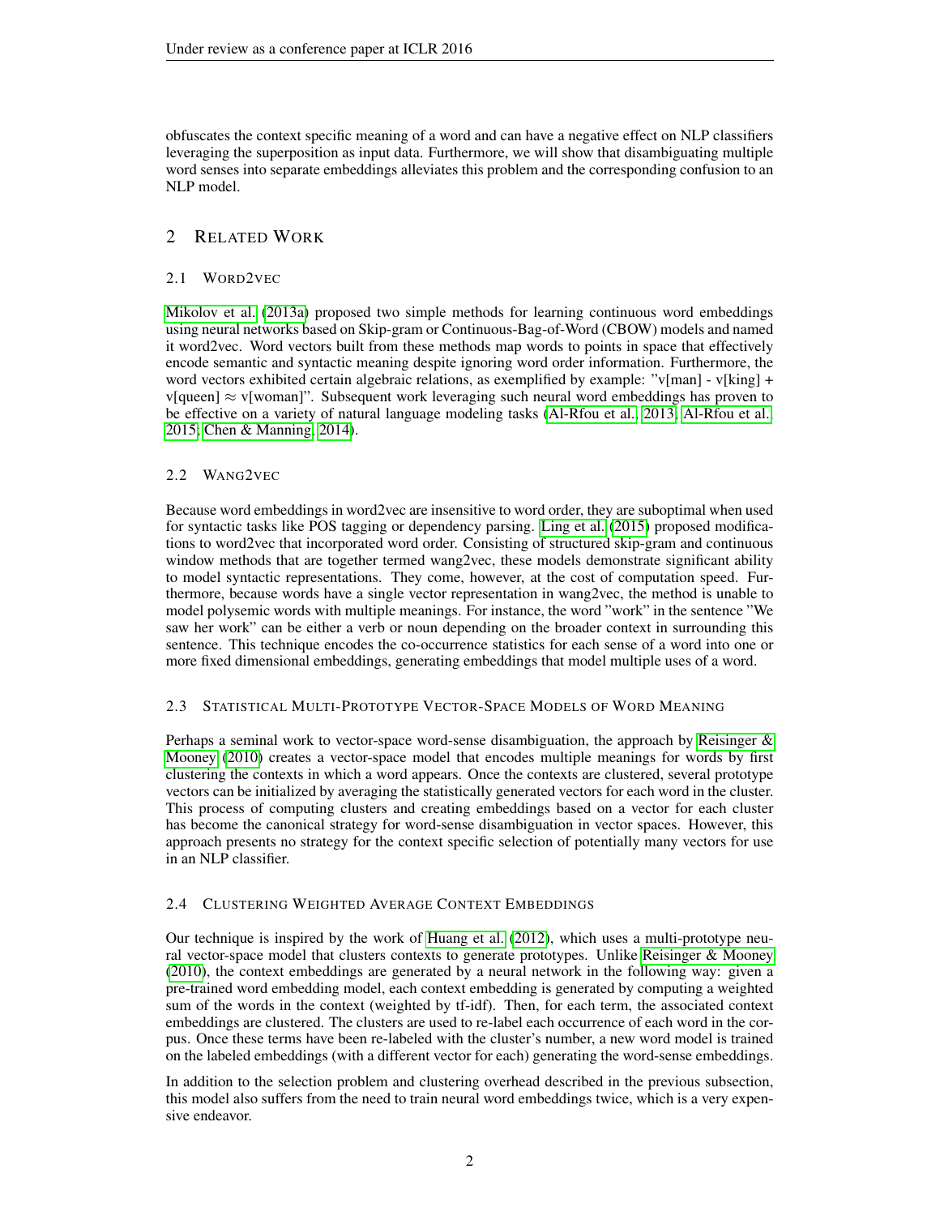obfuscates the context specific meaning of a word and can have a negative effect on NLP classifiers leveraging the superposition as input data. Furthermore, we will show that disambiguating multiple word senses into separate embeddings alleviates this problem and the corresponding confusion to an NLP model.

## 2 Related Work

### 2.1 Word2vec

Mikolov et al. (2013a) proposed two simple methods for learning continuous word embeddings using neural networks based on Skip-gram or Continuous-Bag-of-Word (CBOW) models and named it word2vec. Word vectors built from these methods map words to points in space that effectively encode semantic and syntactic meaning despite ignoring word order information. Furthermore, the word vectors exhibited certain algebraic relations, as exemplified by example: "v[man] - v[king] + v[queen] $\approx$ v[woman]". Subsequent work leveraging such neural word embeddings has proven to be effective on a variety of natural language modeling tasks (Al-Rfou et al., 2013; Al-Rfou et al., 2015; Chen & Manning, 2014).

### 2.2 Wang2vec

Because word embeddings in word2vec are insensitive to word order, they are suboptimal when used for syntactic tasks like POS tagging or dependency parsing. Ling et al. (2015) proposed modifications to word2vec that incorporated word order. Consisting of structured skip-gram and continuous window methods that are together termed wang2vec, these models demonstrate significant ability to model syntactic representations. They come, however, at the cost of computation speed. Furthermore, because words have a single vector representation in wang2vec, the method is unable to model polysemic words with multiple meanings. For instance, the word "work" in the sentence "We saw her work" can be either a verb or noun depending on the broader context in surrounding this sentence. This technique encodes the co-occurrence statistics for each sense of a word into one or more fixed dimensional embeddings, generating embeddings that model multiple uses of a word.

### 2.3 Statistical Multi-Prototype Vector-Space Models of Word Meaning

Perhaps a seminal work to vector-space word-sense disambiguation, the approach by Reisinger & Mooney (2010) creates a vector-space model that encodes multiple meanings for words by first clustering the contexts in which a word appears. Once the contexts are clustered, several prototype vectors can be initialized by averaging the statistically generated vectors for each word in the cluster. This process of computing clusters and creating embeddings based on a vector for each cluster has become the canonical strategy for word-sense disambiguation in vector spaces. However, this approach presents no strategy for the context specific selection of potentially many vectors for use in an NLP classifier.

### 2.4 Clustering Weighted Average Context Embeddings

Our technique is inspired by the work of Huang et al. (2012), which uses a multi-prototype neural vector-space model that clusters contexts to generate prototypes. Unlike Reisinger & Mooney (2010), the context embeddings are generated by a neural network in the following way: given a pre-trained word embedding model, each context embedding is generated by computing a weighted sum of the words in the context (weighted by tf-idf). Then, for each term, the associated context embeddings are clustered. The clusters are used to re-label each occurrence of each word in the corpus. Once these terms have been re-labeled with the cluster's number, a new word model is trained on the labeled embeddings (with a different vector for each) generating the word-sense embeddings.

In addition to the selection problem and clustering overhead described in the previous subsection, this model also suffers from the need to train neural word embeddings twice, which is a very expensive endeavor.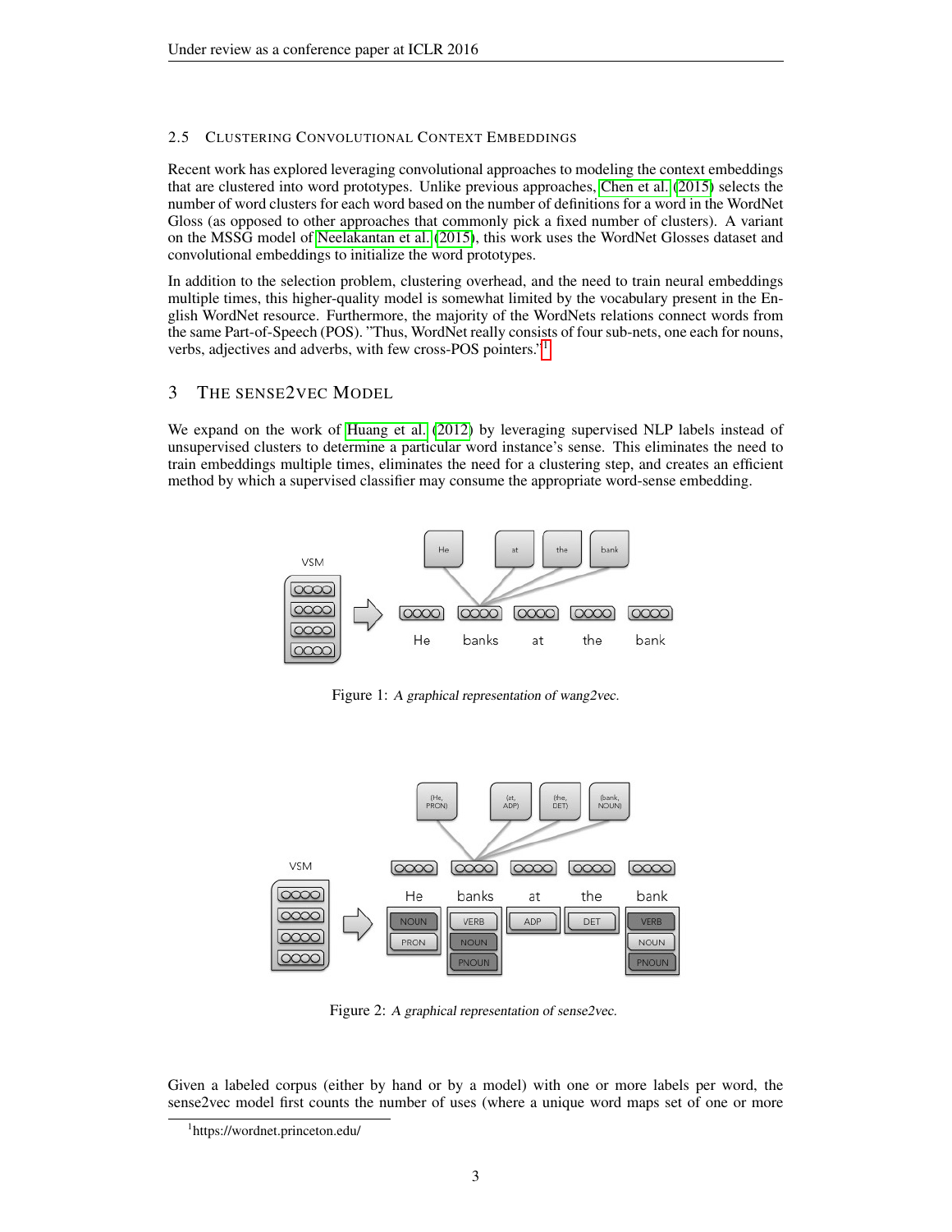### 2.5 CLUSTERING CONVOLUTIONAL CONTEXT EMBEDDINGS

Recent work has explored leveraging convolutional approaches to modeling the context embeddings that are clustered into word prototypes. Unlike previous approaches, Chen et al. (2015) selects the number of word clusters for each word based on the number of definitions for a word in the WordNet Gloss (as opposed to other approaches that commonly pick a fixed number of clusters). A variant on the MSSG model of Neelakantan et al. (2015), this work uses the WordNet Glosses dataset and convolutional embeddings to initialize the word prototypes.

In addition to the selection problem, clustering overhead, and the need to train neural embeddings multiple times, this higher-quality model is somewhat limited by the vocabulary present in the English WordNet resource. Furthermore, the majority of the WordNets relations connect words from the same Part-of-Speech (POS). "Thus, WordNet really consists of four sub-nets, one each for nouns, verbs, adjectives and adverbs, with few cross-POS pointers."[1]

## 3 THE SENSE2VEC MODEL

We expand on the work of Huang et al. (2012) by leveraging supervised NLP labels instead of unsupervised clusters to determine a particular word instance's sense. This eliminates the need to train embeddings multiple times, eliminates the need for a clustering step, and creates an efficient method by which a supervised classifier may consume the appropriate word-sense embedding.

Figure 1: *A graphical representation of wang2vec.*

Figure 2: *A graphical representation of sense2vec.*

Given a labeled corpus (either by hand or by a model) with one or more labels per word, the sense2vec model first counts the number of uses (where a unique word maps set of one or more

[1] https://wordnet.princeton.edu/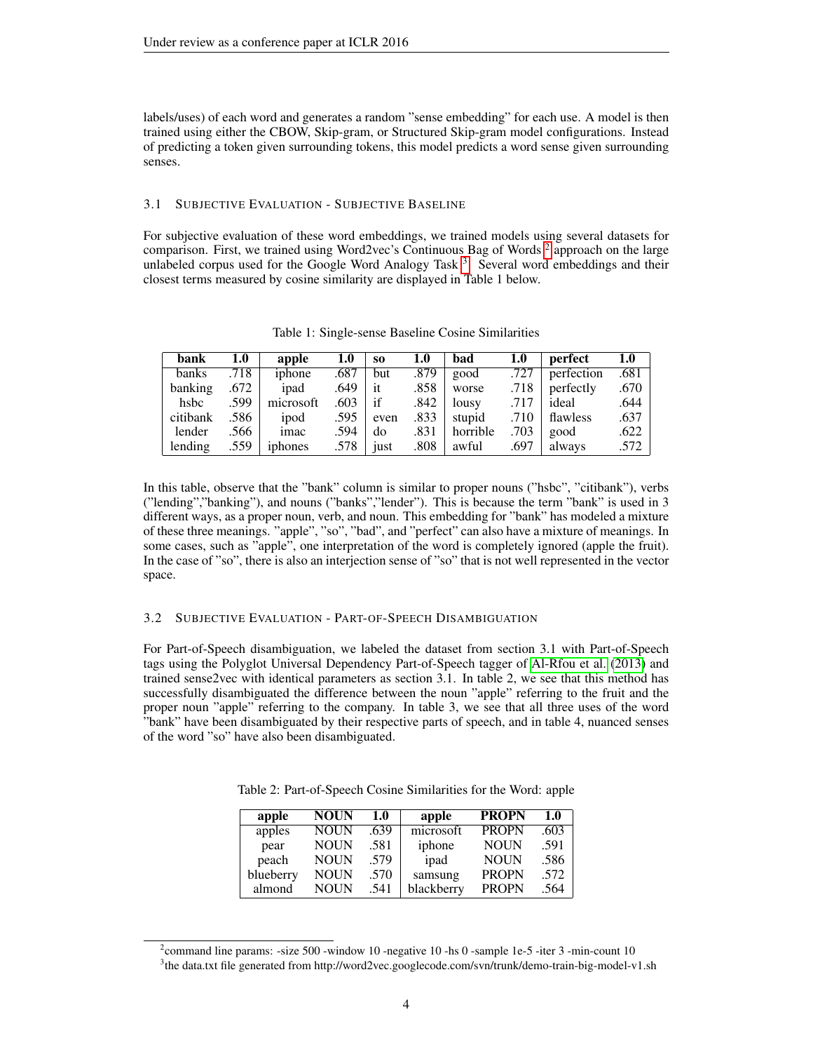labels/uses) of each word and generates a random "sense embedding" for each use. A model is then trained using either the CBOW, Skip-gram, or Structured Skip-gram model configurations. Instead of predicting a token given surrounding tokens, this model predicts a word sense given surrounding senses.

### 3.1 Subjective Evaluation - Subjective Baseline

For subjective evaluation of these word embeddings, we trained models using several datasets for comparison. First, we trained using Word2vec's Continuous Bag of Words [2] approach on the large unlabeled corpus used for the Google Word Analogy Task [3]. Several word embeddings and their closest terms measured by cosine similarity are displayed in Table 1 below.

Table 1: Single-sense Baseline Cosine Similarities

| **bank** | **1.0** | **apple** | **1.0** | **so** | **1.0** | **bad** | **1.0** | **perfect** | **1.0** |
|---|---|---|---|---|---|---|---|---|---|
| banks | .718 | iphone | .687 | but | .879 | good | .727 | perfection | .681 |
| banking | .672 | ipad | .649 | it | .858 | worse | .718 | perfectly | .670 |
| hsbc | .599 | microsoft | .603 | if | .842 | lousy | .717 | ideal | .644 |
| citibank | .586 | ipod | .595 | even | .833 | stupid | .710 | flawless | .637 |
| lender | .566 | imac | .594 | do | .831 | horrible | .703 | good | .622 |
| lending | .559 | iphones | .578 | just | .808 | awful | .697 | always | .572 |

In this table, observe that the "bank" column is similar to proper nouns ("hsbc", "citibank"), verbs ("lending","banking"), and nouns ("banks","lender"). This is because the term "bank" is used in 3 different ways, as a proper noun, verb, and noun. This embedding for "bank" has modeled a mixture of these three meanings. "apple", "so", "bad", and "perfect" can also have a mixture of meanings. In some cases, such as "apple", one interpretation of the word is completely ignored (apple the fruit). In the case of "so", there is also an interjection sense of "so" that is not well represented in the vector space.

### 3.2 Subjective Evaluation - Part-of-Speech Disambiguation

For Part-of-Speech disambiguation, we labeled the dataset from section 3.1 with Part-of-Speech tags using the Polyglot Universal Dependency Part-of-Speech tagger of Al-Rfou et al. (2013) and trained sense2vec with identical parameters as section 3.1. In table 2, we see that this method has successfully disambiguated the difference between the noun "apple" referring to the fruit and the proper noun "apple" referring to the company. In table 3, we see that all three uses of the word "bank" have been disambiguated by their respective parts of speech, and in table 4, nuanced senses of the word "so" have also been disambiguated.

Table 2: Part-of-Speech Cosine Similarities for the Word: apple

| **apple** | **NOUN** | **1.0** | **apple** | **PROPN** | **1.0** |
|---|---|---|---|---|---|
| apples | NOUN | .639 | microsoft | PROPN | .603 |
| pear | NOUN | .581 | iphone | NOUN | .591 |
| peach | NOUN | .579 | ipad | NOUN | .586 |
| blueberry | NOUN | .570 | samsung | PROPN | .572 |
| almond | NOUN | .541 | blackberry | PROPN | .564 |

[2] command line params: -size 500 -window 10 -negative 10 -hs 0 -sample 1e-5 -iter 3 -min-count 10

[3] the data.txt file generated from http://word2vec.googlecode.com/svn/trunk/demo-train-big-model-v1.sh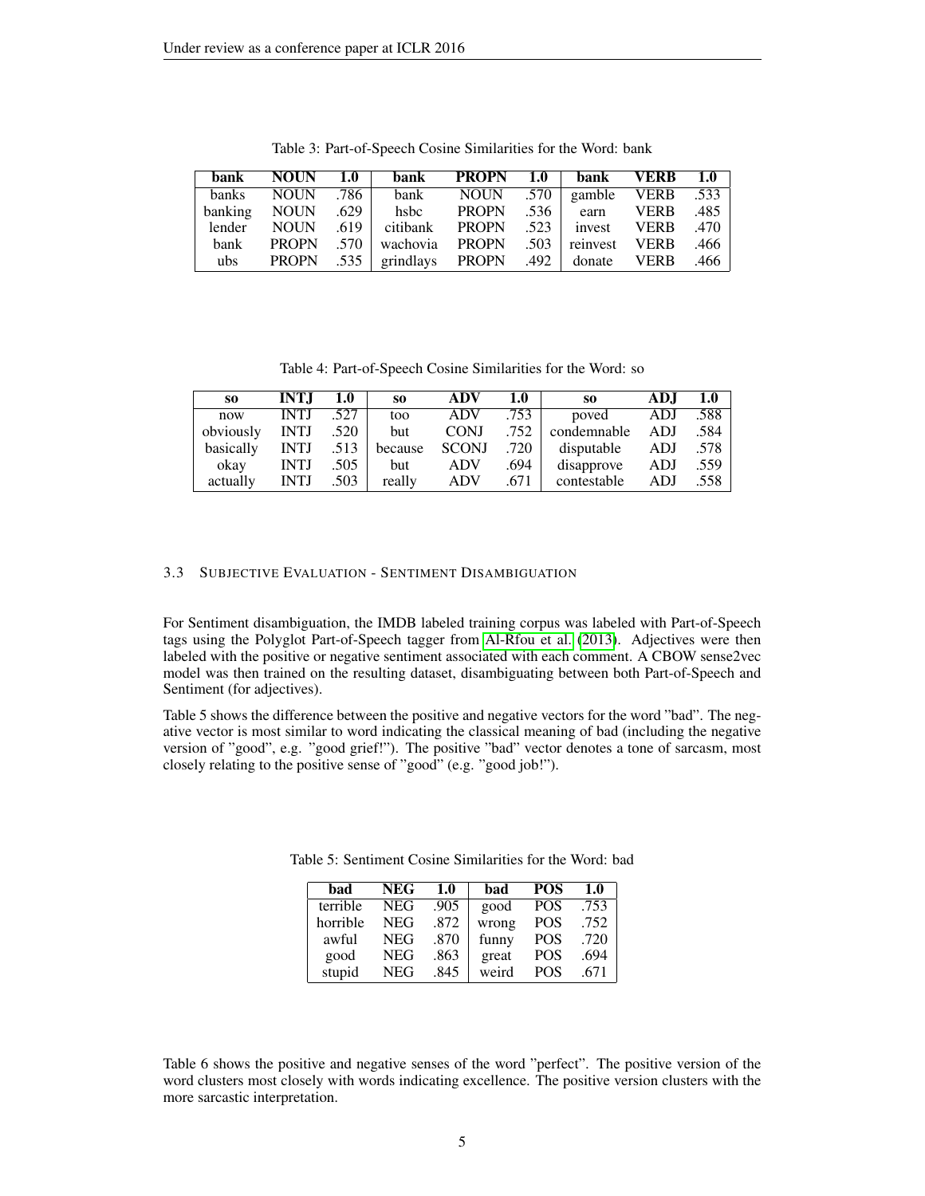Table 3: Part-of-Speech Cosine Similarities for the Word: bank

| **bank** | **NOUN** | **1.0** | **bank** | **PROPN** | **1.0** | **bank** | **VERB** | **1.0** |
|---|---|---|---|---|---|---|---|---|
| banks | NOUN | .786 | bank | NOUN | .570 | gamble | VERB | .533 |
| banking | NOUN | .629 | hsbc | PROPN | .536 | earn | VERB | .485 |
| lender | NOUN | .619 | citibank | PROPN | .523 | invest | VERB | .470 |
| bank | PROPN | .570 | wachovia | PROPN | .503 | reinvest | VERB | .466 |
| ubs | PROPN | .535 | grindlays | PROPN | .492 | donate | VERB | .466 |

Table 4: Part-of-Speech Cosine Similarities for the Word: so

| **so** | **INTJ** | **1.0** | **so** | **ADV** | **1.0** | **so** | **ADJ** | **1.0** |
|---|---|---|---|---|---|---|---|---|
| now | INTJ | .527 | too | ADV | .753 | poved | ADJ | .588 |
| obviously | INTJ | .520 | but | CONJ | .752 | condemnable | ADJ | .584 |
| basically | INTJ | .513 | because | SCONJ | .720 | disputable | ADJ | .578 |
| okay | INTJ | .505 | but | ADV | .694 | disapprove | ADJ | .559 |
| actually | INTJ | .503 | really | ADV | .671 | contestable | ADJ | .558 |

### 3.3 Subjective Evaluation - Sentiment Disambiguation

For Sentiment disambiguation, the IMDB labeled training corpus was labeled with Part-of-Speech tags using the Polyglot Part-of-Speech tagger from Al-Rfou et al. (2013). Adjectives were then labeled with the positive or negative sentiment associated with each comment. A CBOW sense2vec model was then trained on the resulting dataset, disambiguating between both Part-of-Speech and Sentiment (for adjectives).

Table 5 shows the difference between the positive and negative vectors for the word "bad". The negative vector is most similar to word indicating the classical meaning of bad (including the negative version of "good", e.g. "good grief!"). The positive "bad" vector denotes a tone of sarcasm, most closely relating to the positive sense of "good" (e.g. "good job!").

Table 5: Sentiment Cosine Similarities for the Word: bad

| **bad** | **NEG** | **1.0** | **bad** | **POS** | **1.0** |
|---|---|---|---|---|---|
| terrible | NEG | .905 | good | POS | .753 |
| horrible | NEG | .872 | wrong | POS | .752 |
| awful | NEG | .870 | funny | POS | .720 |
| good | NEG | .863 | great | POS | .694 |
| stupid | NEG | .845 | weird | POS | .671 |

Table 6 shows the positive and negative senses of the word "perfect". The positive version of the word clusters most closely with words indicating excellence. The positive version clusters with the more sarcastic interpretation.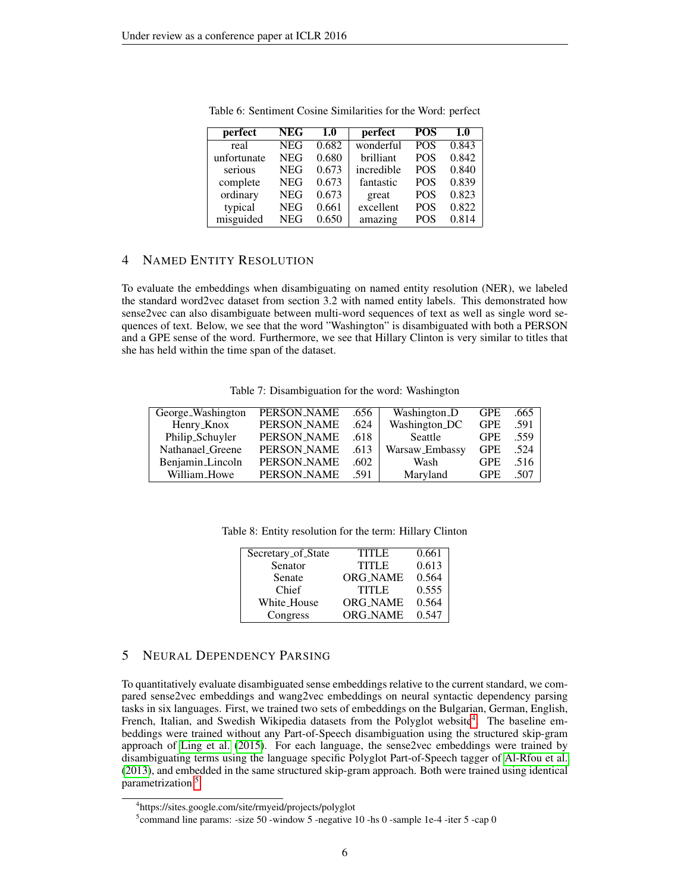Table 6: Sentiment Cosine Similarities for the Word: perfect

| perfect | NEG | 1.0 | perfect | POS | 1.0 |
|---|---|---|---|---|---|
| real | NEG | 0.682 | wonderful | POS | 0.843 |
| unfortunate | NEG | 0.680 | brilliant | POS | 0.842 |
| serious | NEG | 0.673 | incredible | POS | 0.840 |
| complete | NEG | 0.673 | fantastic | POS | 0.839 |
| ordinary | NEG | 0.673 | great | POS | 0.823 |
| typical | NEG | 0.661 | excellent | POS | 0.822 |
| misguided | NEG | 0.650 | amazing | POS | 0.814 |

## 4 Named Entity Resolution

To evaluate the embeddings when disambiguating on named entity resolution (NER), we labeled the standard word2vec dataset from section 3.2 with named entity labels. This demonstrated how sense2vec can also disambiguate between multi-word sequences of text as well as single word sequences of text. Below, we see that the word "Washington" is disambiguated with both a PERSON and a GPE sense of the word. Furthermore, we see that Hillary Clinton is very similar to titles that she has held within the time span of the dataset.

Table 7: Disambiguation for the word: Washington

| | | | | | |
|---|---|---|---|---|---|
| George_Washington | PERSON_NAME | .656 | Washington_D | GPE | .665 |
| Henry_Knox | PERSON_NAME | .624 | Washington_DC | GPE | .591 |
| Philip_Schuyler | PERSON_NAME | .618 | Seattle | GPE | .559 |
| Nathanael_Greene | PERSON_NAME | .613 | Warsaw_Embassy | GPE | .524 |
| Benjamin_Lincoln | PERSON_NAME | .602 | Wash | GPE | .516 |
| William_Howe | PERSON_NAME | .591 | Maryland | GPE | .507 |

Table 8: Entity resolution for the term: Hillary Clinton

| | | |
|---|---|---|
| Secretary_of_State | TITLE | 0.661 |
| Senator | TITLE | 0.613 |
| Senate | ORG_NAME | 0.564 |
| Chief | TITLE | 0.555 |
| White_House | ORG_NAME | 0.564 |
| Congress | ORG_NAME | 0.547 |

## 5 Neural Dependency Parsing

To quantitatively evaluate disambiguated sense embeddings relative to the current standard, we compared sense2vec embeddings and wang2vec embeddings on neural syntactic dependency parsing tasks in six languages. First, we trained two sets of embeddings on the Bulgarian, German, English, French, Italian, and Swedish Wikipedia datasets from the Polyglot website[4]. The baseline embeddings were trained without any Part-of-Speech disambiguation using the structured skip-gram approach of Ling et al. (2015). For each language, the sense2vec embeddings were trained by disambiguating terms using the language specific Polyglot Part-of-Speech tagger of Al-Rfou et al. (2013), and embedded in the same structured skip-gram approach. Both were trained using identical parametrization[5].

[4]https://sites.google.com/site/rmyeid/projects/polyglot

[5]command line params: -size 50 -window 5 -negative 10 -hs 0 -sample 1e-4 -iter 5 -cap 0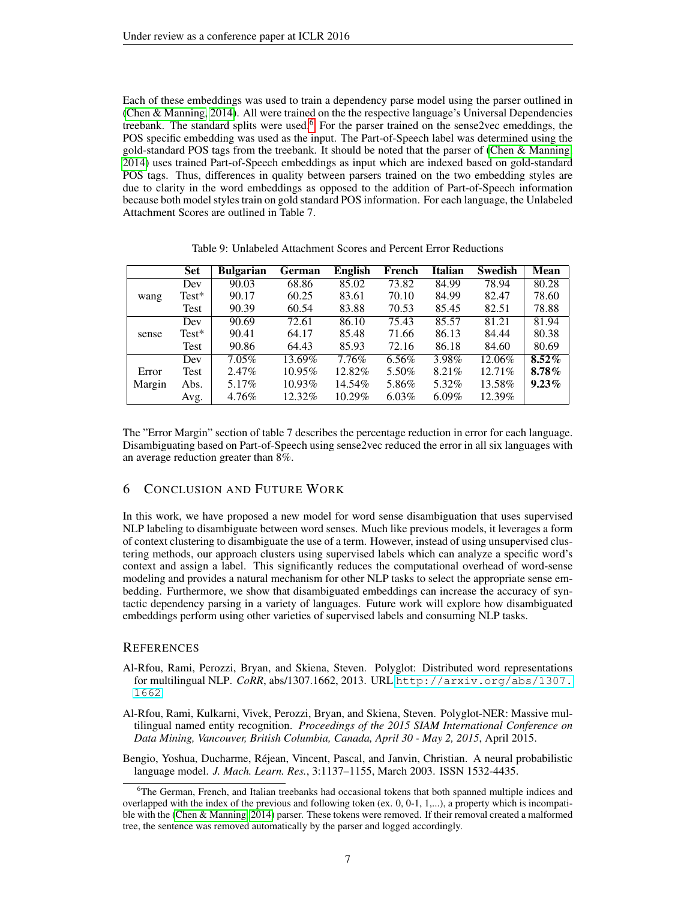Each of these embeddings was used to train a dependency parse model using the parser outlined in (Chen & Manning, 2014). All were trained on the the respective language's Universal Dependencies treebank. The standard splits were used.[6] For the parser trained on the sense2vec emeddings, the POS specific embedding was used as the input. The Part-of-Speech label was determined using the gold-standard POS tags from the treebank. It should be noted that the parser of (Chen & Manning, 2014) uses trained Part-of-Speech embeddings as input which are indexed based on gold-standard POS tags. Thus, differences in quality between parsers trained on the two embedding styles are due to clarity in the word embeddings as opposed to the addition of Part-of-Speech information because both model styles train on gold standard POS information. For each language, the Unlabeled Attachment Scores are outlined in Table 7.

Table 9: Unlabeled Attachment Scores and Percent Error Reductions

| | Set | Bulgarian | German | English | French | Italian | Swedish | Mean |
|---|---|---|---|---|---|---|---|---|
| wang | Dev | 90.03 | 68.86 | 85.02 | 73.82 | 84.99 | 78.94 | 80.28 |
| | Test* | 90.17 | 60.25 | 83.61 | 70.10 | 84.99 | 82.47 | 78.60 |
| | Test | 90.39 | 60.54 | 83.88 | 70.53 | 85.45 | 82.51 | 78.88 |
| sense | Dev | 90.69 | 72.61 | 86.10 | 75.43 | 85.57 | 81.21 | 81.94 |
| | Test* | 90.41 | 64.17 | 85.48 | 71.66 | 86.13 | 84.44 | 80.38 |
| | Test | 90.86 | 64.43 | 85.93 | 72.16 | 86.18 | 84.60 | 80.69 |
| Error Margin | Dev | 7.05% | 13.69% | 7.76% | 6.56% | 3.98% | 12.06% | **8.52%** |
| | Test | 2.47% | 10.95% | 12.82% | 5.50% | 8.21% | 12.71% | **8.78%** |
| | Abs. | 5.17% | 10.93% | 14.54% | 5.86% | 5.32% | 13.58% | **9.23%** |
| | Avg. | 4.76% | 12.32% | 10.29% | 6.03% | 6.09% | 12.39% | |

The "Error Margin" section of table 7 describes the percentage reduction in error for each language. Disambiguating based on Part-of-Speech using sense2vec reduced the error in all six languages with an average reduction greater than 8%.

## 6 Conclusion and Future Work

In this work, we have proposed a new model for word sense disambiguation that uses supervised NLP labeling to disambiguate between word senses. Much like previous models, it leverages a form of context clustering to disambiguate the use of a term. However, instead of using unsupervised clustering methods, our approach clusters using supervised labels which can analyze a specific word's context and assign a label. This significantly reduces the computational overhead of word-sense modeling and provides a natural mechanism for other NLP tasks to select the appropriate sense embedding. Furthermore, we show that disambiguated embeddings can increase the accuracy of syntactic dependency parsing in a variety of languages. Future work will explore how disambiguated embeddings perform using other varieties of supervised labels and consuming NLP tasks.

## References

Al-Rfou, Rami, Perozzi, Bryan, and Skiena, Steven. Polyglot: Distributed word representations for multilingual NLP. *CoRR*, abs/1307.1662, 2013. URL http://arxiv.org/abs/1307.1662.

Al-Rfou, Rami, Kulkarni, Vivek, Perozzi, Bryan, and Skiena, Steven. Polyglot-NER: Massive multilingual named entity recognition. *Proceedings of the 2015 SIAM International Conference on Data Mining, Vancouver, British Columbia, Canada, April 30 - May 2, 2015*, April 2015.

Bengio, Yoshua, Ducharme, Réjean, Vincent, Pascal, and Janvin, Christian. A neural probabilistic language model. *J. Mach. Learn. Res.*, 3:1137–1155, March 2003. ISSN 1532-4435.

[6] The German, French, and Italian treebanks had occasional tokens that both spanned multiple indices and overlapped with the index of the previous and following token (ex. 0, 0-1, 1,...), a property which is incompatible with the (Chen & Manning, 2014) parser. These tokens were removed. If their removal created a malformed tree, the sentence was removed automatically by the parser and logged accordingly.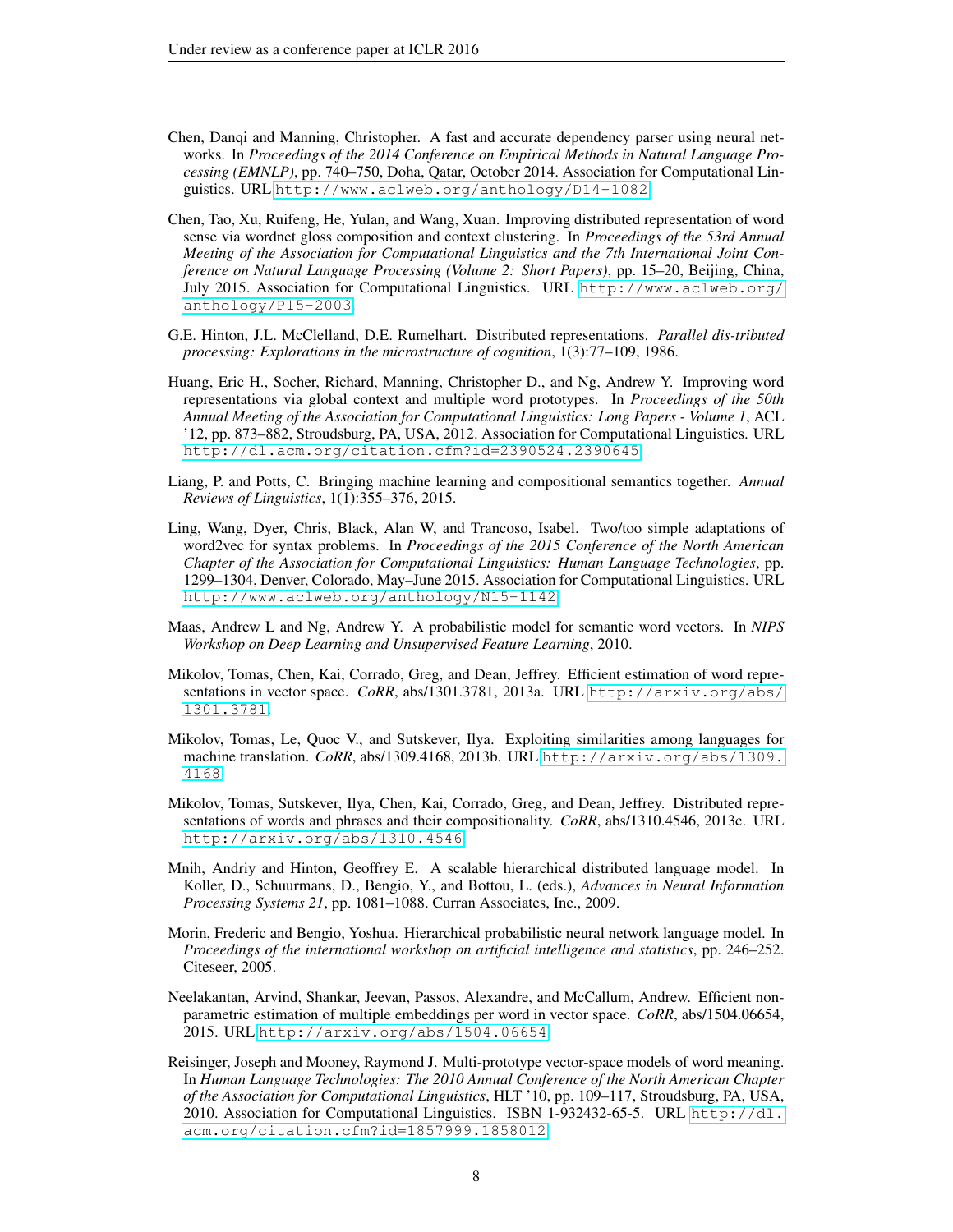Chen, Danqi and Manning, Christopher. A fast and accurate dependency parser using neural networks. In *Proceedings of the 2014 Conference on Empirical Methods in Natural Language Processing (EMNLP)*, pp. 740–750, Doha, Qatar, October 2014. Association for Computational Linguistics. URL http://www.aclweb.org/anthology/D14-1082.

Chen, Tao, Xu, Ruifeng, He, Yulan, and Wang, Xuan. Improving distributed representation of word sense via wordnet gloss composition and context clustering. In *Proceedings of the 53rd Annual Meeting of the Association for Computational Linguistics and the 7th International Joint Conference on Natural Language Processing (Volume 2: Short Papers)*, pp. 15–20, Beijing, China, July 2015. Association for Computational Linguistics. URL http://www.aclweb.org/anthology/P15-2003.

G.E. Hinton, J.L. McClelland, D.E. Rumelhart. Distributed representations. *Parallel dis-tributed processing: Explorations in the microstructure of cognition*, 1(3):77–109, 1986.

Huang, Eric H., Socher, Richard, Manning, Christopher D., and Ng, Andrew Y. Improving word representations via global context and multiple word prototypes. In *Proceedings of the 50th Annual Meeting of the Association for Computational Linguistics: Long Papers - Volume 1*, ACL '12, pp. 873–882, Stroudsburg, PA, USA, 2012. Association for Computational Linguistics. URL http://dl.acm.org/citation.cfm?id=2390524.2390645.

Liang, P. and Potts, C. Bringing machine learning and compositional semantics together. *Annual Reviews of Linguistics*, 1(1):355–376, 2015.

Ling, Wang, Dyer, Chris, Black, Alan W, and Trancoso, Isabel. Two/too simple adaptations of word2vec for syntax problems. In *Proceedings of the 2015 Conference of the North American Chapter of the Association for Computational Linguistics: Human Language Technologies*, pp. 1299–1304, Denver, Colorado, May–June 2015. Association for Computational Linguistics. URL http://www.aclweb.org/anthology/N15-1142.

Maas, Andrew L and Ng, Andrew Y. A probabilistic model for semantic word vectors. In *NIPS Workshop on Deep Learning and Unsupervised Feature Learning*, 2010.

Mikolov, Tomas, Chen, Kai, Corrado, Greg, and Dean, Jeffrey. Efficient estimation of word representations in vector space. *CoRR*, abs/1301.3781, 2013a. URL http://arxiv.org/abs/1301.3781.

Mikolov, Tomas, Le, Quoc V., and Sutskever, Ilya. Exploiting similarities among languages for machine translation. *CoRR*, abs/1309.4168, 2013b. URL http://arxiv.org/abs/1309.4168.

Mikolov, Tomas, Sutskever, Ilya, Chen, Kai, Corrado, Greg, and Dean, Jeffrey. Distributed representations of words and phrases and their compositionality. *CoRR*, abs/1310.4546, 2013c. URL http://arxiv.org/abs/1310.4546.

Mnih, Andriy and Hinton, Geoffrey E. A scalable hierarchical distributed language model. In Koller, D., Schuurmans, D., Bengio, Y., and Bottou, L. (eds.), *Advances in Neural Information Processing Systems 21*, pp. 1081–1088. Curran Associates, Inc., 2009.

Morin, Frederic and Bengio, Yoshua. Hierarchical probabilistic neural network language model. In *Proceedings of the international workshop on artificial intelligence and statistics*, pp. 246–252. Citeseer, 2005.

Neelakantan, Arvind, Shankar, Jeevan, Passos, Alexandre, and McCallum, Andrew. Efficient non-parametric estimation of multiple embeddings per word in vector space. *CoRR*, abs/1504.06654, 2015. URL http://arxiv.org/abs/1504.06654.

Reisinger, Joseph and Mooney, Raymond J. Multi-prototype vector-space models of word meaning. In *Human Language Technologies: The 2010 Annual Conference of the North American Chapter of the Association for Computational Linguistics*, HLT '10, pp. 109–117, Stroudsburg, PA, USA, 2010. Association for Computational Linguistics. ISBN 1-932432-65-5. URL http://dl.acm.org/citation.cfm?id=1857999.1858012.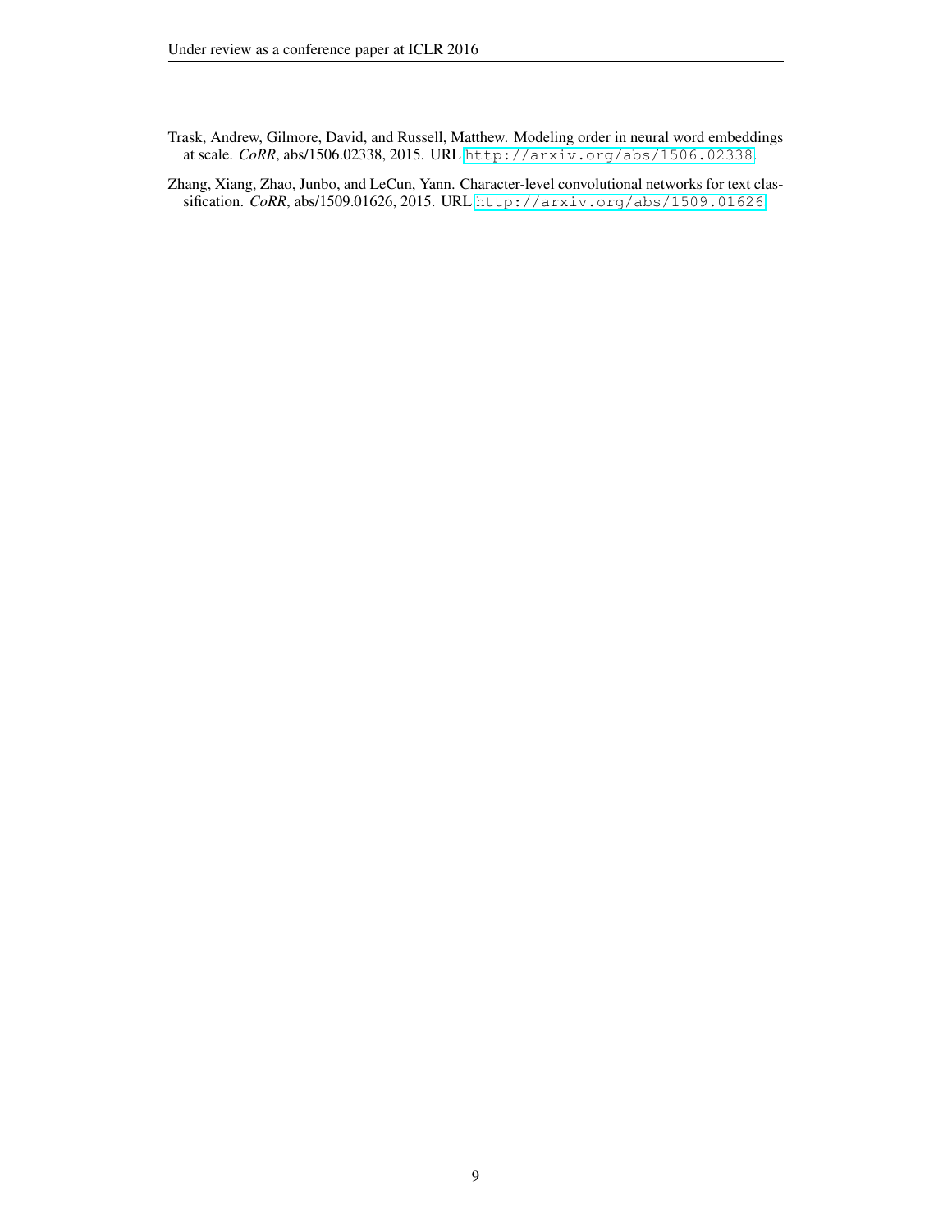Trask, Andrew, Gilmore, David, and Russell, Matthew. Modeling order in neural word embeddings at scale. *CoRR*, abs/1506.02338, 2015. URL http://arxiv.org/abs/1506.02338.

Zhang, Xiang, Zhao, Junbo, and LeCun, Yann. Character-level convolutional networks for text classification. *CoRR*, abs/1509.01626, 2015. URL http://arxiv.org/abs/1509.01626.